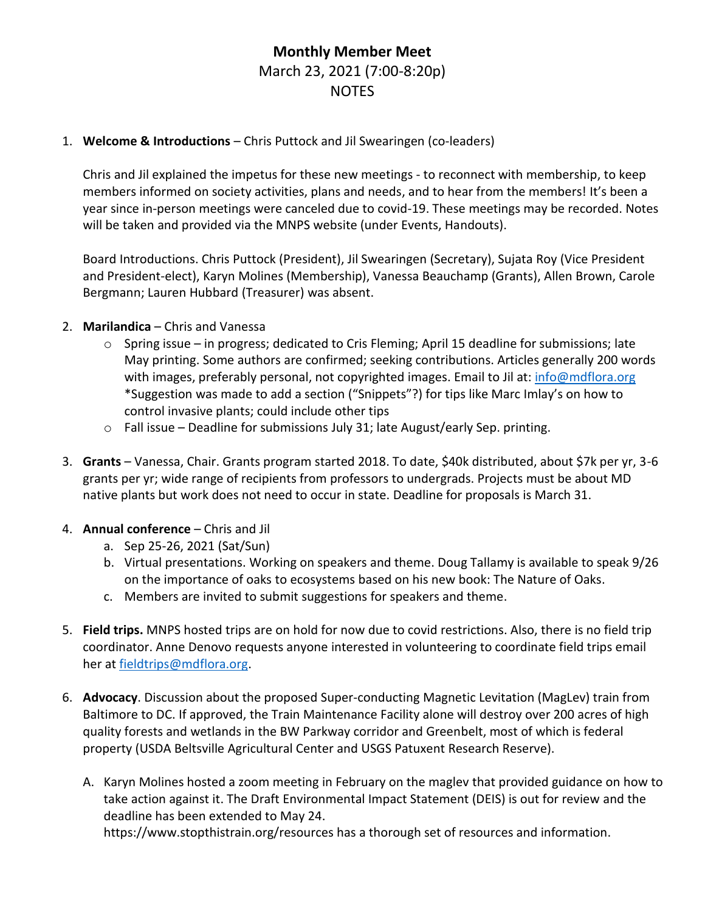# Monthly Member Meet

March 23, 2021 (7:00-8:20p)

NOTES

1. **Welcome & Introductions** – Chris Puttock and Jil Swearingen (co-leaders)

   Chris and Jil explained the impetus for these new meetings - to reconnect with membership, to keep members informed on society activities, plans and needs, and to hear from the members! It's been a year since in-person meetings were canceled due to covid-19. These meetings may be recorded. Notes will be taken and provided via the MNPS website (under Events, Handouts).

   Board Introductions. Chris Puttock (President), Jil Swearingen (Secretary), Sujata Roy (Vice President and President-elect), Karyn Molines (Membership), Vanessa Beauchamp (Grants), Allen Brown, Carole Bergmann; Lauren Hubbard (Treasurer) was absent.

2. **Marilandica** – Chris and Vanessa
   - Spring issue – in progress; dedicated to Cris Fleming; April 15 deadline for submissions; late May printing. Some authors are confirmed; seeking contributions. Articles generally 200 words with images, preferably personal, not copyrighted images. Email to Jil at: info@mdflora.org
     *Suggestion was made to add a section ("Snippets"?) for tips like Marc Imlay's on how to control invasive plants; could include other tips
   - Fall issue – Deadline for submissions July 31; late August/early Sep. printing.

3. **Grants** – Vanessa, Chair. Grants program started 2018. To date, $40k distributed, about $7k per yr, 3-6 grants per yr; wide range of recipients from professors to undergrads. Projects must be about MD native plants but work does not need to occur in state. Deadline for proposals is March 31.

4. **Annual conference** – Chris and Jil
   a. Sep 25-26, 2021 (Sat/Sun)
   b. Virtual presentations. Working on speakers and theme. Doug Tallamy is available to speak 9/26 on the importance of oaks to ecosystems based on his new book: The Nature of Oaks.
   c. Members are invited to submit suggestions for speakers and theme.

5. **Field trips.** MNPS hosted trips are on hold for now due to covid restrictions. Also, there is no field trip coordinator. Anne Denovo requests anyone interested in volunteering to coordinate field trips email her at fieldtrips@mdflora.org.

6. **Advocacy**. Discussion about the proposed Super-conducting Magnetic Levitation (MagLev) train from Baltimore to DC. If approved, the Train Maintenance Facility alone will destroy over 200 acres of high quality forests and wetlands in the BW Parkway corridor and Greenbelt, most of which is federal property (USDA Beltsville Agricultural Center and USGS Patuxent Research Reserve).

   A. Karyn Molines hosted a zoom meeting in February on the maglev that provided guidance on how to take action against it. The Draft Environmental Impact Statement (DEIS) is out for review and the deadline has been extended to May 24.
   https://www.stopthistrain.org/resources has a thorough set of resources and information.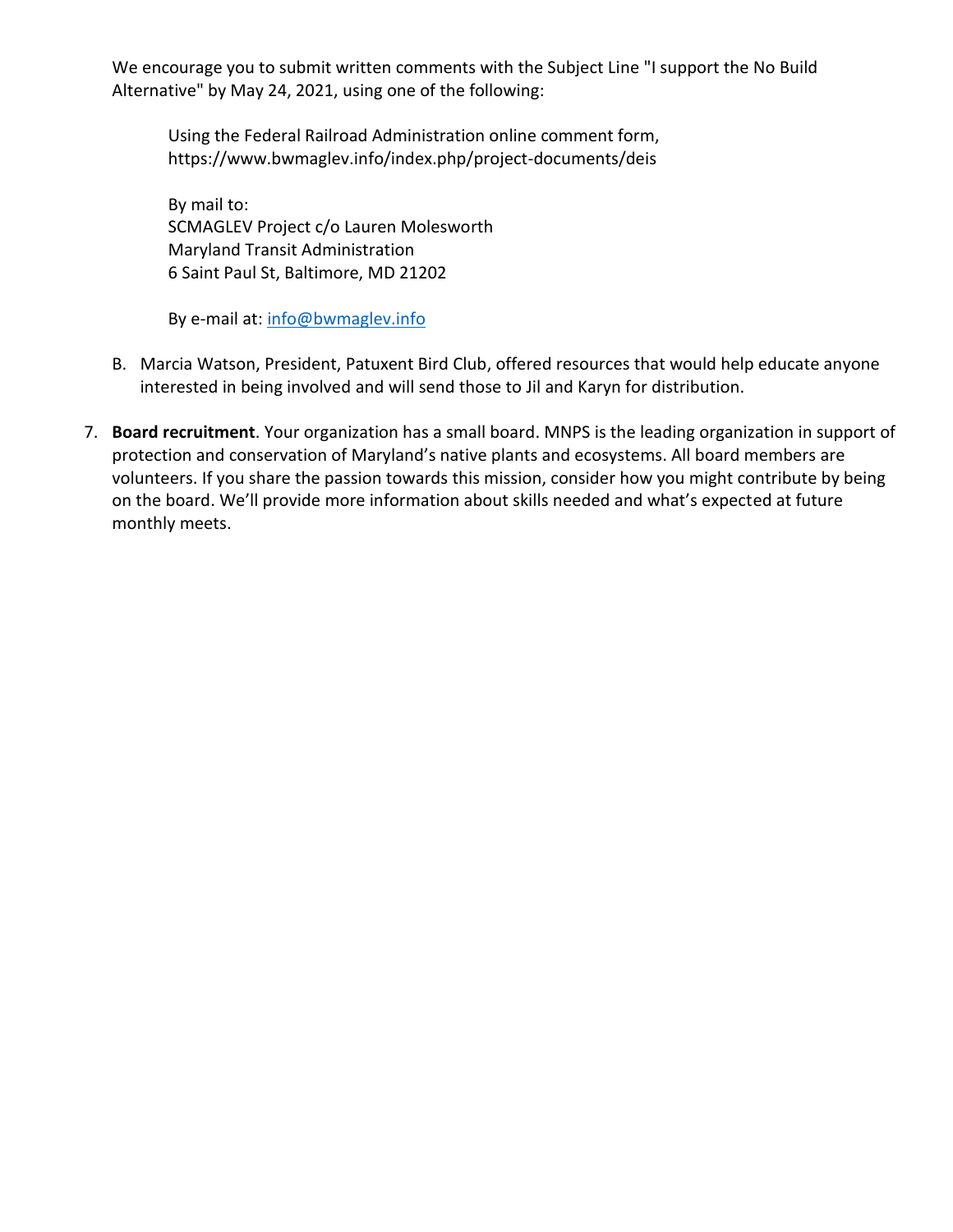We encourage you to submit written comments with the Subject Line "I support the No Build Alternative" by May 24, 2021, using one of the following:

Using the Federal Railroad Administration online comment form, https://www.bwmaglev.info/index.php/project-documents/deis

By mail to:
SCMAGLEV Project c/o Lauren Molesworth
Maryland Transit Administration
6 Saint Paul St, Baltimore, MD 21202

By e-mail at: info@bwmaglev.info

B. Marcia Watson, President, Patuxent Bird Club, offered resources that would help educate anyone interested in being involved and will send those to Jil and Karyn for distribution.

7. **Board recruitment**. Your organization has a small board. MNPS is the leading organization in support of protection and conservation of Maryland's native plants and ecosystems. All board members are volunteers. If you share the passion towards this mission, consider how you might contribute by being on the board. We'll provide more information about skills needed and what's expected at future monthly meets.